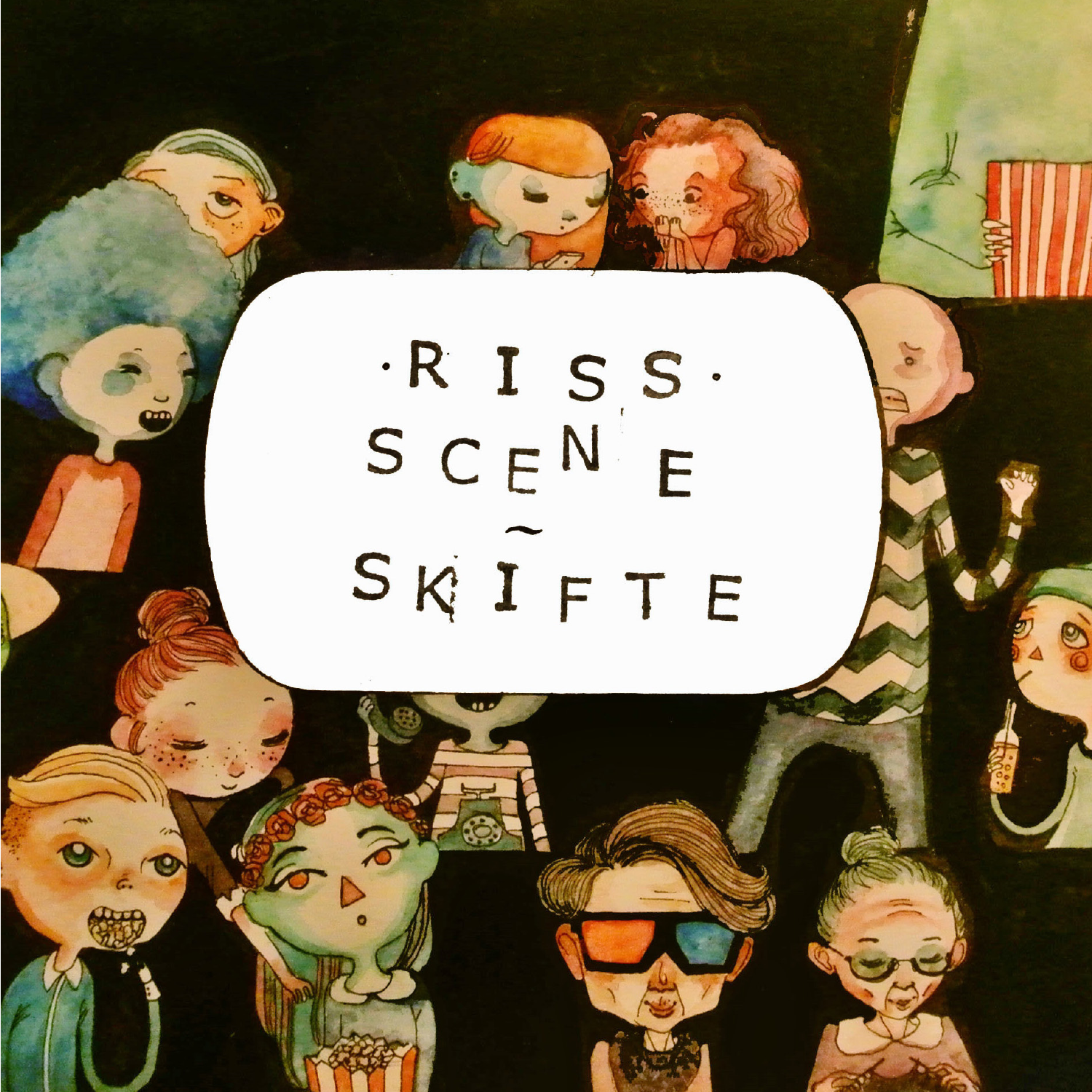# ·RISS·
# SCENE
# ~
# SKIFTE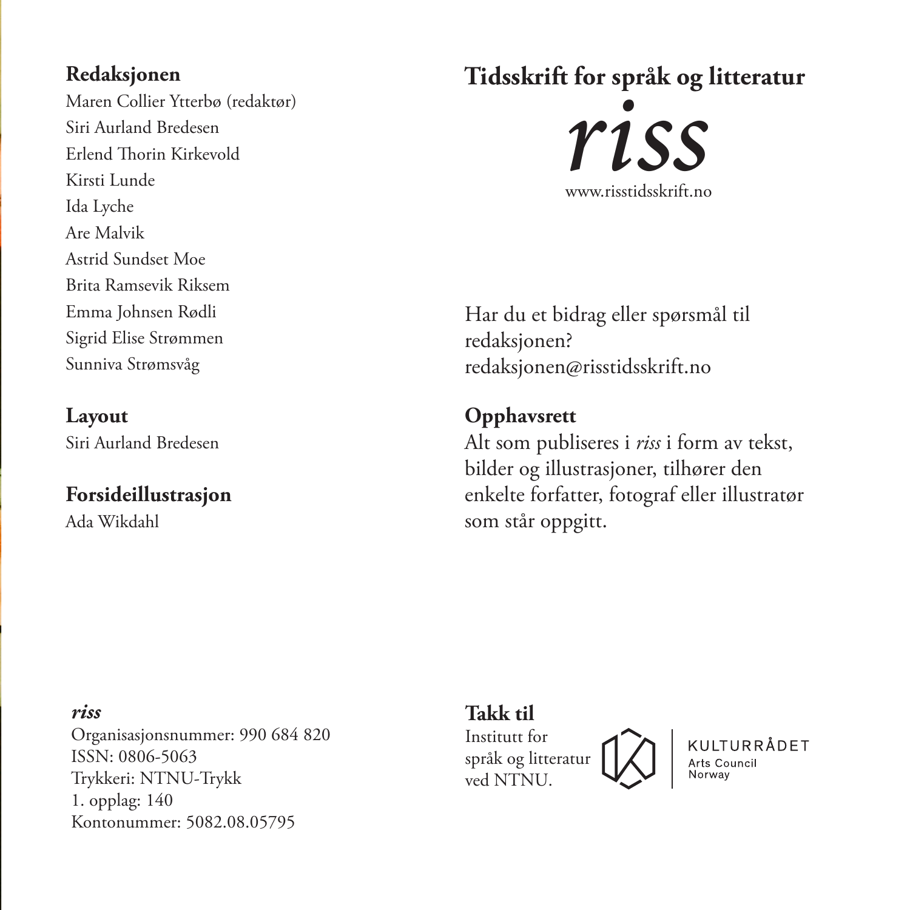**Redaksjonen**

Maren Collier Ytterbø (redaktør)
Siri Aurland Bredesen
Erlend Thorin Kirkevold
Kirsti Lunde
Ida Lyche
Are Malvik
Astrid Sundset Moe
Brita Ramsevik Riksem
Emma Johnsen Rødli
Sigrid Elise Strømmen
Sunniva Strømsvåg

**Layout**

Siri Aurland Bredesen

**Forsideillustrasjon**

Ada Wikdahl

# Tidsskrift for språk og litteratur

*riss*

www.risstidsskrift.no

Har du et bidrag eller spørsmål til redaksjonen?
redaksjonen@risstidsskrift.no

**Opphavsrett**

Alt som publiseres i *riss* i form av tekst, bilder og illustrasjoner, tilhører den enkelte forfatter, fotograf eller illustratør som står oppgitt.

***riss***

Organisasjonsnummer: 990 684 820
ISSN: 0806-5063
Trykkeri: NTNU-Trykk
1. opplag: 140
Kontonummer: 5082.08.05795

**Takk til**

Institutt for språk og litteratur ved NTNU.

KULTURRÅDET
Arts Council Norway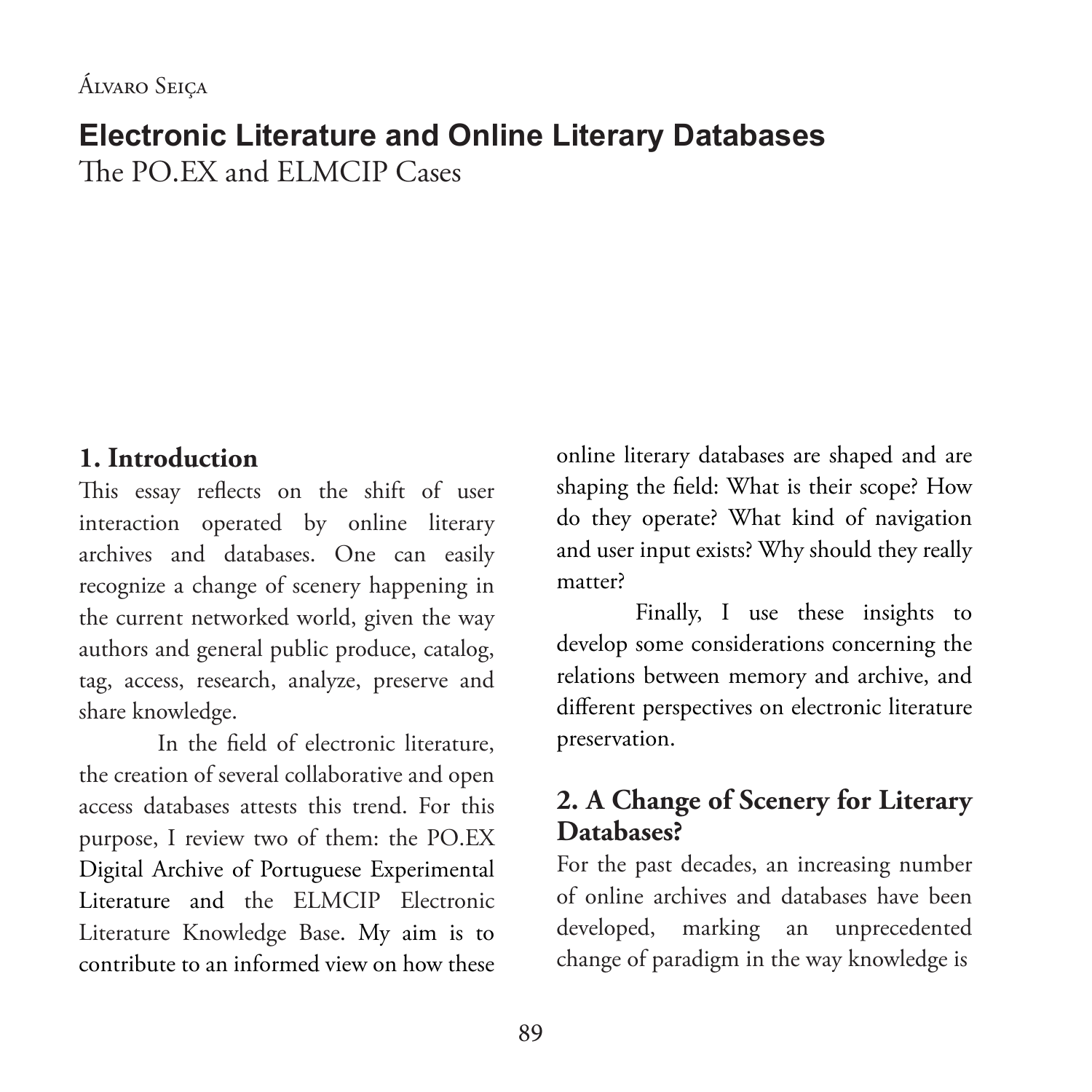Álvaro Seiça

# Electronic Literature and Online Literary Databases

The PO.EX and ELMCIP Cases

## 1. Introduction

This essay reflects on the shift of user interaction operated by online literary archives and databases. One can easily recognize a change of scenery happening in the current networked world, given the way authors and general public produce, catalog, tag, access, research, analyze, preserve and share knowledge.

In the field of electronic literature, the creation of several collaborative and open access databases attests this trend. For this purpose, I review two of them: the PO.EX Digital Archive of Portuguese Experimental Literature and the ELMCIP Electronic Literature Knowledge Base. My aim is to contribute to an informed view on how these online literary databases are shaped and are shaping the field: What is their scope? How do they operate? What kind of navigation and user input exists? Why should they really matter?

Finally, I use these insights to develop some considerations concerning the relations between memory and archive, and different perspectives on electronic literature preservation.

## 2. A Change of Scenery for Literary Databases?

For the past decades, an increasing number of online archives and databases have been developed, marking an unprecedented change of paradigm in the way knowledge is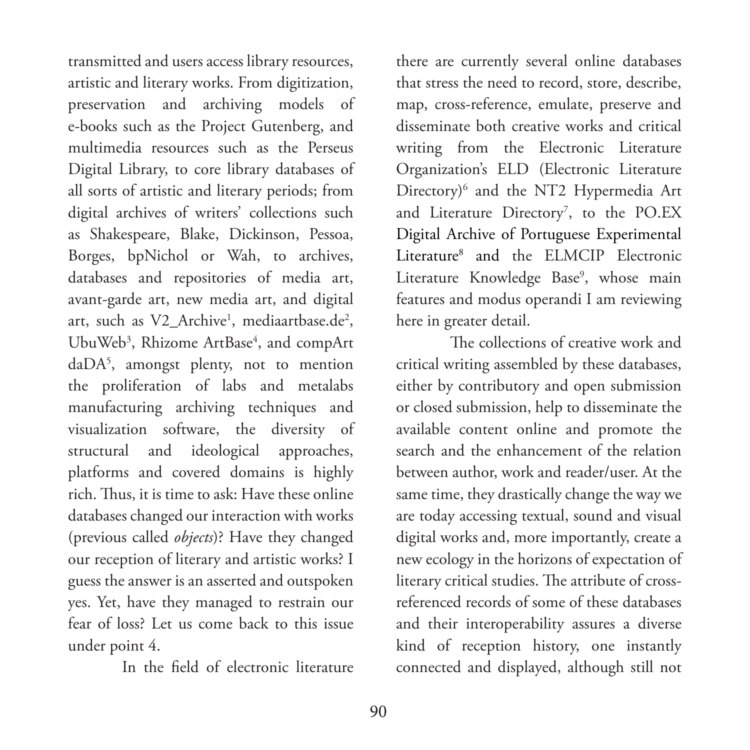transmitted and users access library resources, artistic and literary works. From digitization, preservation and archiving models of e-books such as the Project Gutenberg, and multimedia resources such as the Perseus Digital Library, to core library databases of all sorts of artistic and literary periods; from digital archives of writers' collections such as Shakespeare, Blake, Dickinson, Pessoa, Borges, bpNichol or Wah, to archives, databases and repositories of media art, avant-garde art, new media art, and digital art, such as V2_Archive[1], mediaartbase.de[2], UbuWeb[3], Rhizome ArtBase[4], and compArt daDA[5], amongst plenty, not to mention the proliferation of labs and metalabs manufacturing archiving techniques and visualization software, the diversity of structural and ideological approaches, platforms and covered domains is highly rich. Thus, it is time to ask: Have these online databases changed our interaction with works (previous called *objects*)? Have they changed our reception of literary and artistic works? I guess the answer is an asserted and outspoken yes. Yet, have they managed to restrain our fear of loss? Let us come back to this issue under point 4.

In the field of electronic literature there are currently several online databases that stress the need to record, store, describe, map, cross-reference, emulate, preserve and disseminate both creative works and critical writing from the Electronic Literature Organization's ELD (Electronic Literature Directory)[6] and the NT2 Hypermedia Art and Literature Directory[7], to the PO.EX Digital Archive of Portuguese Experimental Literature[8] and the ELMCIP Electronic Literature Knowledge Base[9], whose main features and modus operandi I am reviewing here in greater detail.

The collections of creative work and critical writing assembled by these databases, either by contributory and open submission or closed submission, help to disseminate the available content online and promote the search and the enhancement of the relation between author, work and reader/user. At the same time, they drastically change the way we are today accessing textual, sound and visual digital works and, more importantly, create a new ecology in the horizons of expectation of literary critical studies. The attribute of cross-referenced records of some of these databases and their interoperability assures a diverse kind of reception history, one instantly connected and displayed, although still not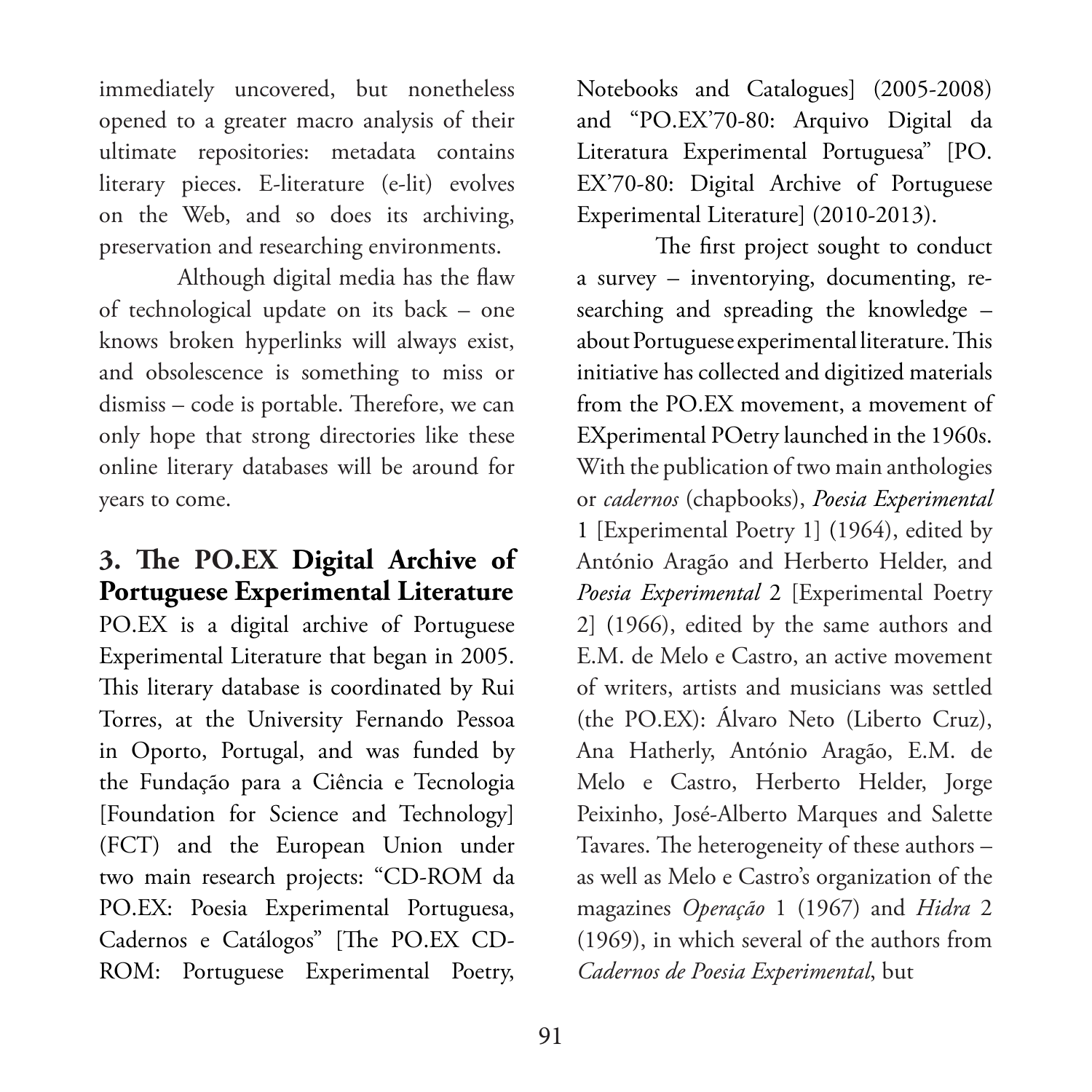immediately uncovered, but nonetheless opened to a greater macro analysis of their ultimate repositories: metadata contains literary pieces. E-literature (e-lit) evolves on the Web, and so does its archiving, preservation and researching environments.

Although digital media has the flaw of technological update on its back – one knows broken hyperlinks will always exist, and obsolescence is something to miss or dismiss – code is portable. Therefore, we can only hope that strong directories like these online literary databases will be around for years to come.

## 3. The PO.EX Digital Archive of Portuguese Experimental Literature

PO.EX is a digital archive of Portuguese Experimental Literature that began in 2005. This literary database is coordinated by Rui Torres, at the University Fernando Pessoa in Oporto, Portugal, and was funded by the Fundação para a Ciência e Tecnologia [Foundation for Science and Technology] (FCT) and the European Union under two main research projects: "CD-ROM da PO.EX: Poesia Experimental Portuguesa, Cadernos e Catálogos" [The PO.EX CD-ROM: Portuguese Experimental Poetry, Notebooks and Catalogues] (2005-2008) and "PO.EX'70-80: Arquivo Digital da Literatura Experimental Portuguesa" [PO.EX'70-80: Digital Archive of Portuguese Experimental Literature] (2010-2013).

The first project sought to conduct a survey – inventorying, documenting, researching and spreading the knowledge – about Portuguese experimental literature. This initiative has collected and digitized materials from the PO.EX movement, a movement of EXperimental POetry launched in the 1960s. With the publication of two main anthologies or *cadernos* (chapbooks), *Poesia Experimental* 1 [Experimental Poetry 1] (1964), edited by António Aragão and Herberto Helder, and *Poesia Experimental* 2 [Experimental Poetry 2] (1966), edited by the same authors and E.M. de Melo e Castro, an active movement of writers, artists and musicians was settled (the PO.EX): Álvaro Neto (Liberto Cruz), Ana Hatherly, António Aragão, E.M. de Melo e Castro, Herberto Helder, Jorge Peixinho, José-Alberto Marques and Salette Tavares. The heterogeneity of these authors – as well as Melo e Castro's organization of the magazines *Operação* 1 (1967) and *Hidra* 2 (1969), in which several of the authors from *Cadernos de Poesia Experimental*, but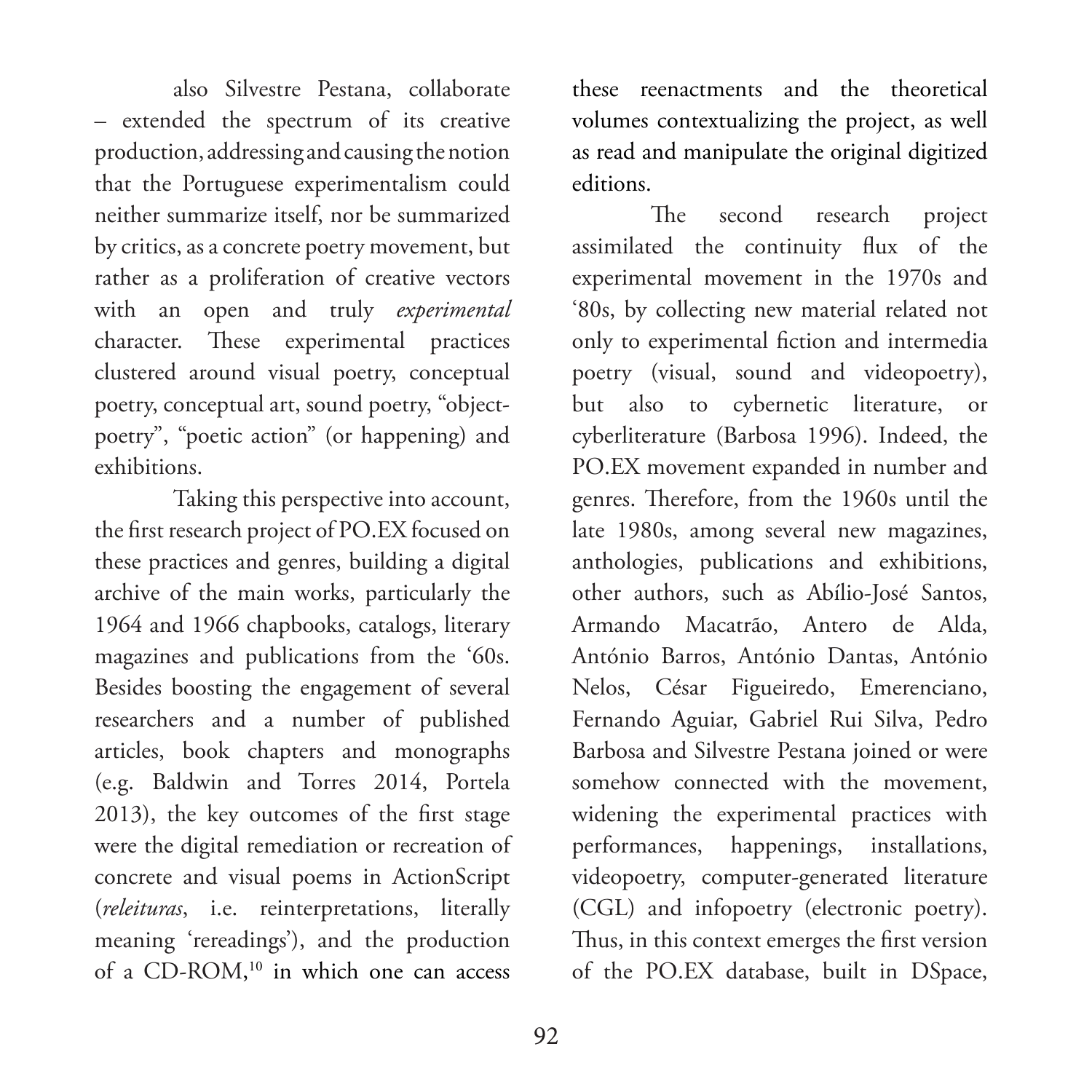also Silvestre Pestana, collaborate – extended the spectrum of its creative production, addressing and causing the notion that the Portuguese experimentalism could neither summarize itself, nor be summarized by critics, as a concrete poetry movement, but rather as a proliferation of creative vectors with an open and truly *experimental* character. These experimental practices clustered around visual poetry, conceptual poetry, conceptual art, sound poetry, "object-poetry", "poetic action" (or happening) and exhibitions.

Taking this perspective into account, the first research project of PO.EX focused on these practices and genres, building a digital archive of the main works, particularly the 1964 and 1966 chapbooks, catalogs, literary magazines and publications from the '60s. Besides boosting the engagement of several researchers and a number of published articles, book chapters and monographs (e.g. Baldwin and Torres 2014, Portela 2013), the key outcomes of the first stage were the digital remediation or recreation of concrete and visual poems in ActionScript (*releituras*, i.e. reinterpretations, literally meaning 'rereadings'), and the production of a CD-ROM,[10] in which one can access these reenactments and the theoretical volumes contextualizing the project, as well as read and manipulate the original digitized editions.

The second research project assimilated the continuity flux of the experimental movement in the 1970s and '80s, by collecting new material related not only to experimental fiction and intermedia poetry (visual, sound and videopoetry), but also to cybernetic literature, or cyberliterature (Barbosa 1996). Indeed, the PO.EX movement expanded in number and genres. Therefore, from the 1960s until the late 1980s, among several new magazines, anthologies, publications and exhibitions, other authors, such as Abílio-José Santos, Armando Macatrão, Antero de Alda, António Barros, António Dantas, António Nelos, César Figueiredo, Emerenciano, Fernando Aguiar, Gabriel Rui Silva, Pedro Barbosa and Silvestre Pestana joined or were somehow connected with the movement, widening the experimental practices with performances, happenings, installations, videopoetry, computer-generated literature (CGL) and infopoetry (electronic poetry). Thus, in this context emerges the first version of the PO.EX database, built in DSpace,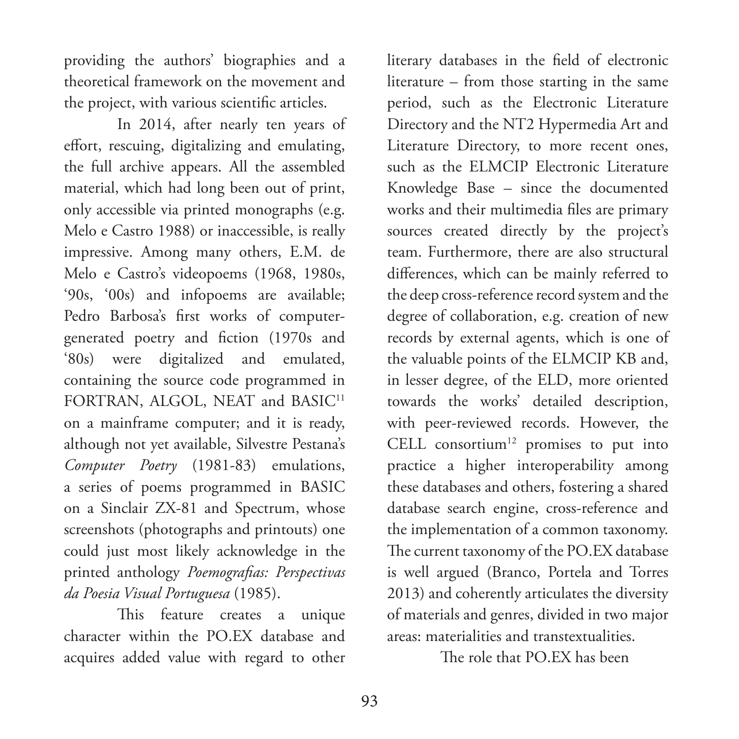providing the authors' biographies and a theoretical framework on the movement and the project, with various scientific articles.

In 2014, after nearly ten years of effort, rescuing, digitalizing and emulating, the full archive appears. All the assembled material, which had long been out of print, only accessible via printed monographs (e.g. Melo e Castro 1988) or inaccessible, is really impressive. Among many others, E.M. de Melo e Castro's videopoems (1968, 1980s, '90s, '00s) and infopoems are available; Pedro Barbosa's first works of computer-generated poetry and fiction (1970s and '80s) were digitalized and emulated, containing the source code programmed in FORTRAN, ALGOL, NEAT and BASIC[11] on a mainframe computer; and it is ready, although not yet available, Silvestre Pestana's *Computer Poetry* (1981-83) emulations, a series of poems programmed in BASIC on a Sinclair ZX-81 and Spectrum, whose screenshots (photographs and printouts) one could just most likely acknowledge in the printed anthology *Poemografias: Perspectivas da Poesia Visual Portuguesa* (1985).

This feature creates a unique character within the PO.EX database and acquires added value with regard to other literary databases in the field of electronic literature – from those starting in the same period, such as the Electronic Literature Directory and the NT2 Hypermedia Art and Literature Directory, to more recent ones, such as the ELMCIP Electronic Literature Knowledge Base – since the documented works and their multimedia files are primary sources created directly by the project's team. Furthermore, there are also structural differences, which can be mainly referred to the deep cross-reference record system and the degree of collaboration, e.g. creation of new records by external agents, which is one of the valuable points of the ELMCIP KB and, in lesser degree, of the ELD, more oriented towards the works' detailed description, with peer-reviewed records. However, the CELL consortium[12] promises to put into practice a higher interoperability among these databases and others, fostering a shared database search engine, cross-reference and the implementation of a common taxonomy. The current taxonomy of the PO.EX database is well argued (Branco, Portela and Torres 2013) and coherently articulates the diversity of materials and genres, divided in two major areas: materialities and transtextualities.

The role that PO.EX has been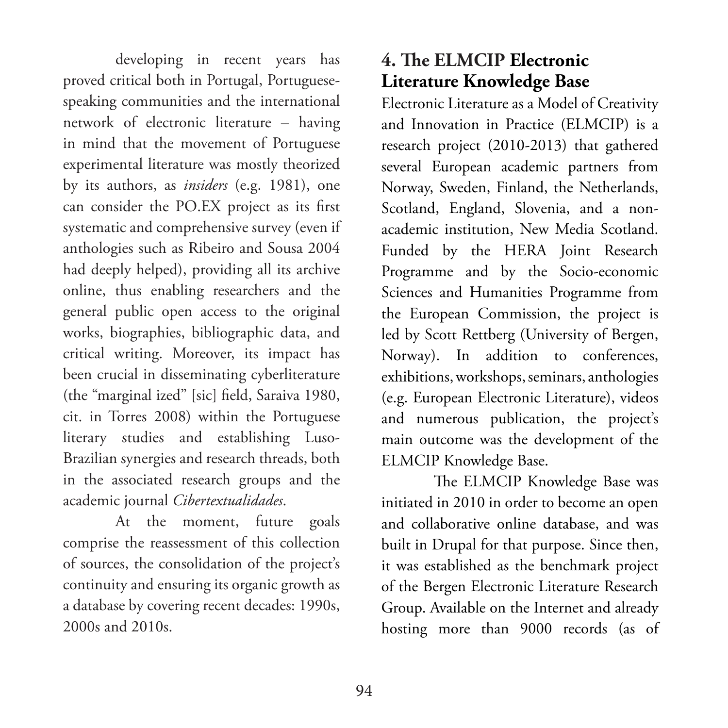developing in recent years has proved critical both in Portugal, Portuguese-speaking communities and the international network of electronic literature – having in mind that the movement of Portuguese experimental literature was mostly theorized by its authors, as *insiders* (e.g. 1981), one can consider the PO.EX project as its first systematic and comprehensive survey (even if anthologies such as Ribeiro and Sousa 2004 had deeply helped), providing all its archive online, thus enabling researchers and the general public open access to the original works, biographies, bibliographic data, and critical writing. Moreover, its impact has been crucial in disseminating cyberliterature (the "marginal ized" [sic] field, Saraiva 1980, cit. in Torres 2008) within the Portuguese literary studies and establishing Luso-Brazilian synergies and research threads, both in the associated research groups and the academic journal *Cibertextualidades*.

At the moment, future goals comprise the reassessment of this collection of sources, the consolidation of the project's continuity and ensuring its organic growth as a database by covering recent decades: 1990s, 2000s and 2010s.

## 4. The ELMCIP Electronic Literature Knowledge Base

Electronic Literature as a Model of Creativity and Innovation in Practice (ELMCIP) is a research project (2010-2013) that gathered several European academic partners from Norway, Sweden, Finland, the Netherlands, Scotland, England, Slovenia, and a non-academic institution, New Media Scotland. Funded by the HERA Joint Research Programme and by the Socio-economic Sciences and Humanities Programme from the European Commission, the project is led by Scott Rettberg (University of Bergen, Norway). In addition to conferences, exhibitions, workshops, seminars, anthologies (e.g. European Electronic Literature), videos and numerous publication, the project's main outcome was the development of the ELMCIP Knowledge Base.

The ELMCIP Knowledge Base was initiated in 2010 in order to become an open and collaborative online database, and was built in Drupal for that purpose. Since then, it was established as the benchmark project of the Bergen Electronic Literature Research Group. Available on the Internet and already hosting more than 9000 records (as of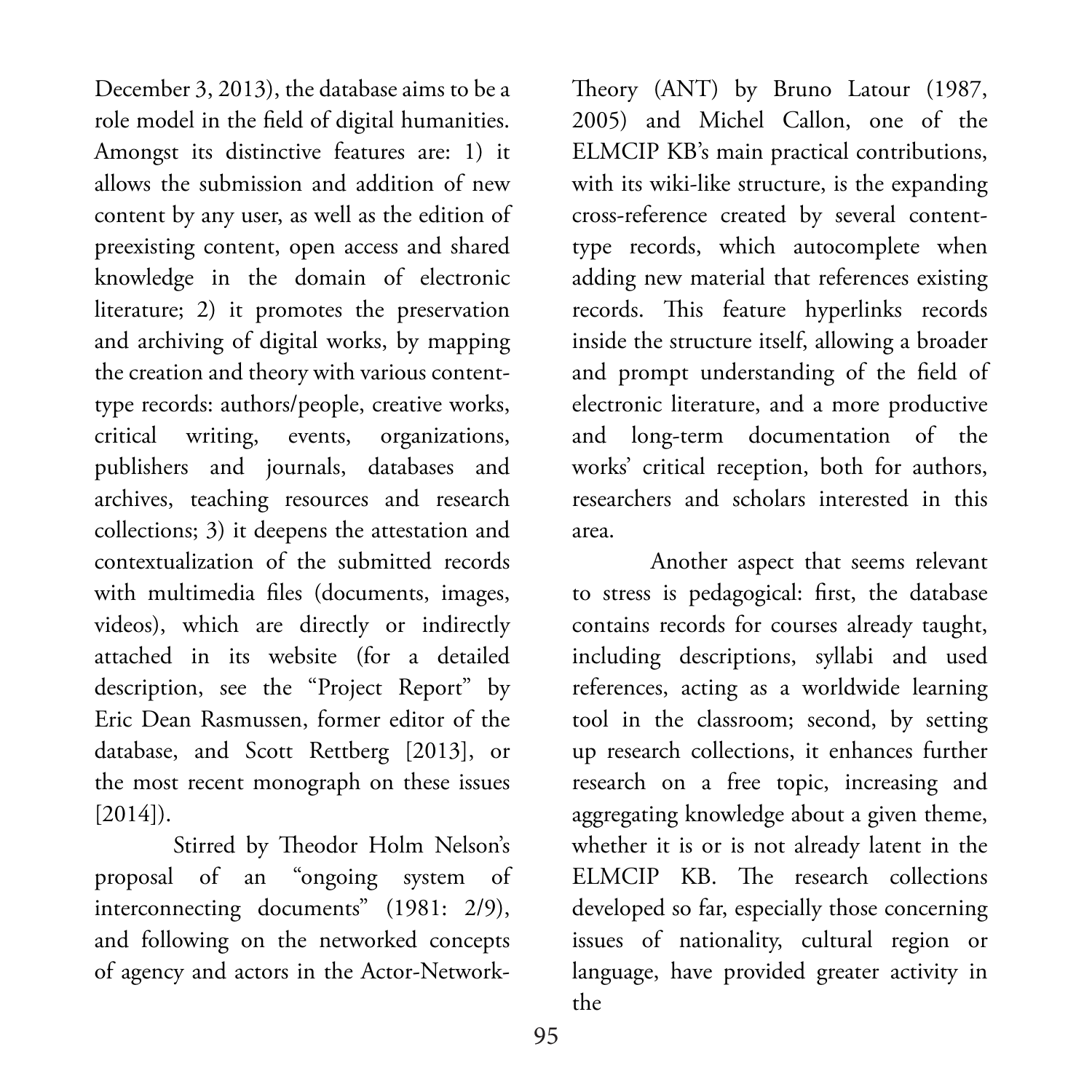December 3, 2013), the database aims to be a role model in the field of digital humanities. Amongst its distinctive features are: 1) it allows the submission and addition of new content by any user, as well as the edition of preexisting content, open access and shared knowledge in the domain of electronic literature; 2) it promotes the preservation and archiving of digital works, by mapping the creation and theory with various content-type records: authors/people, creative works, critical writing, events, organizations, publishers and journals, databases and archives, teaching resources and research collections; 3) it deepens the attestation and contextualization of the submitted records with multimedia files (documents, images, videos), which are directly or indirectly attached in its website (for a detailed description, see the "Project Report" by Eric Dean Rasmussen, former editor of the database, and Scott Rettberg [2013], or the most recent monograph on these issues [2014]).

Stirred by Theodor Holm Nelson's proposal of an "ongoing system of interconnecting documents" (1981: 2/9), and following on the networked concepts of agency and actors in the Actor-Network-Theory (ANT) by Bruno Latour (1987, 2005) and Michel Callon, one of the ELMCIP KB's main practical contributions, with its wiki-like structure, is the expanding cross-reference created by several content-type records, which autocomplete when adding new material that references existing records. This feature hyperlinks records inside the structure itself, allowing a broader and prompt understanding of the field of electronic literature, and a more productive and long-term documentation of the works' critical reception, both for authors, researchers and scholars interested in this area.

Another aspect that seems relevant to stress is pedagogical: first, the database contains records for courses already taught, including descriptions, syllabi and used references, acting as a worldwide learning tool in the classroom; second, by setting up research collections, it enhances further research on a free topic, increasing and aggregating knowledge about a given theme, whether it is or is not already latent in the ELMCIP KB. The research collections developed so far, especially those concerning issues of nationality, cultural region or language, have provided greater activity in the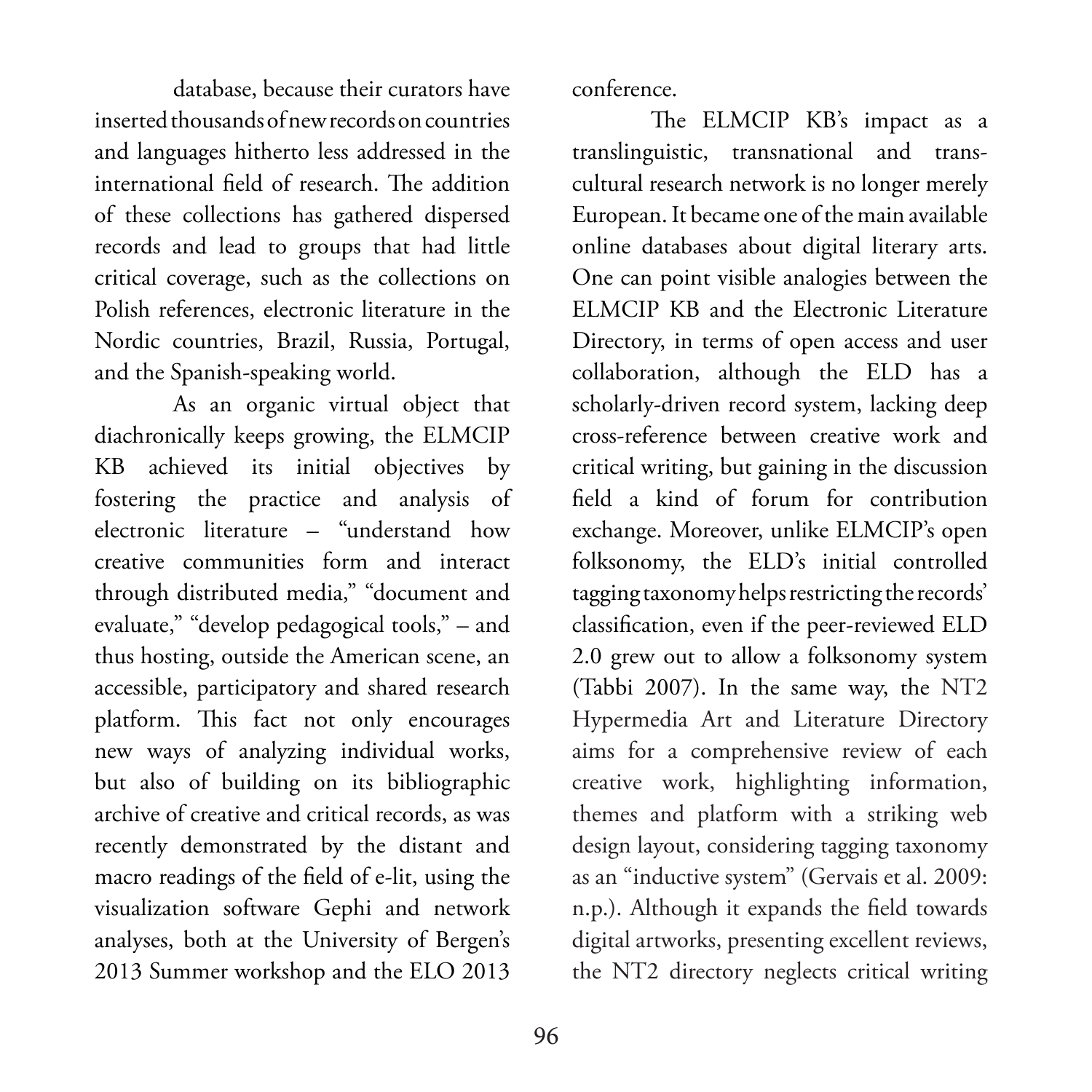database, because their curators have inserted thousands of new records on countries and languages hitherto less addressed in the international field of research. The addition of these collections has gathered dispersed records and lead to groups that had little critical coverage, such as the collections on Polish references, electronic literature in the Nordic countries, Brazil, Russia, Portugal, and the Spanish-speaking world.

As an organic virtual object that diachronically keeps growing, the ELMCIP KB achieved its initial objectives by fostering the practice and analysis of electronic literature – "understand how creative communities form and interact through distributed media," "document and evaluate," "develop pedagogical tools," – and thus hosting, outside the American scene, an accessible, participatory and shared research platform. This fact not only encourages new ways of analyzing individual works, but also of building on its bibliographic archive of creative and critical records, as was recently demonstrated by the distant and macro readings of the field of e-lit, using the visualization software Gephi and network analyses, both at the University of Bergen's 2013 Summer workshop and the ELO 2013 conference.

The ELMCIP KB's impact as a translinguistic, transnational and trans-cultural research network is no longer merely European. It became one of the main available online databases about digital literary arts. One can point visible analogies between the ELMCIP KB and the Electronic Literature Directory, in terms of open access and user collaboration, although the ELD has a scholarly-driven record system, lacking deep cross-reference between creative work and critical writing, but gaining in the discussion field a kind of forum for contribution exchange. Moreover, unlike ELMCIP's open folksonomy, the ELD's initial controlled tagging taxonomy helps restricting the records' classification, even if the peer-reviewed ELD 2.0 grew out to allow a folksonomy system (Tabbi 2007). In the same way, the NT2 Hypermedia Art and Literature Directory aims for a comprehensive review of each creative work, highlighting information, themes and platform with a striking web design layout, considering tagging taxonomy as an "inductive system" (Gervais et al. 2009: n.p.). Although it expands the field towards digital artworks, presenting excellent reviews, the NT2 directory neglects critical writing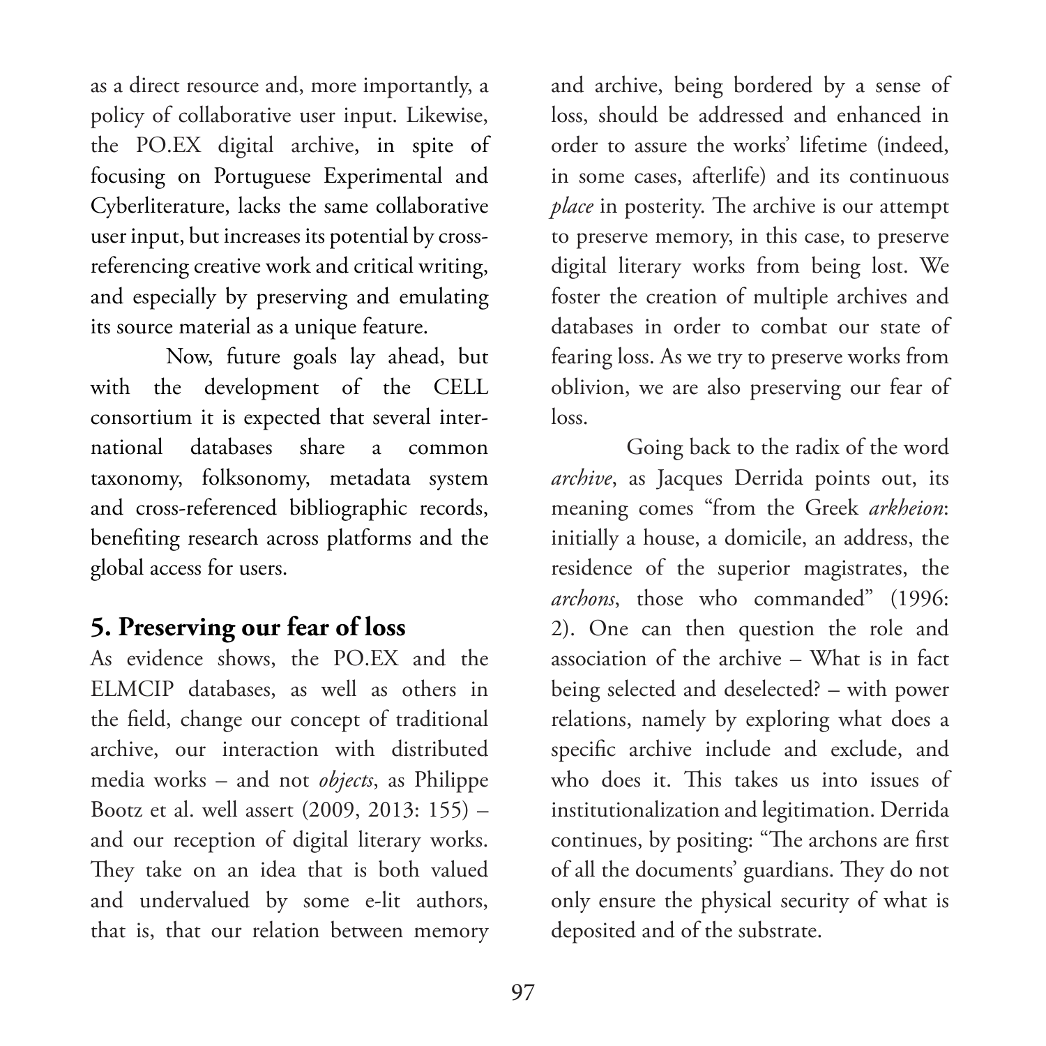as a direct resource and, more importantly, a policy of collaborative user input. Likewise, the PO.EX digital archive, in spite of focusing on Portuguese Experimental and Cyberliterature, lacks the same collaborative user input, but increases its potential by cross-referencing creative work and critical writing, and especially by preserving and emulating its source material as a unique feature.

Now, future goals lay ahead, but with the development of the CELL consortium it is expected that several international databases share a common taxonomy, folksonomy, metadata system and cross-referenced bibliographic records, benefiting research across platforms and the global access for users.

## 5. Preserving our fear of loss

As evidence shows, the PO.EX and the ELMCIP databases, as well as others in the field, change our concept of traditional archive, our interaction with distributed media works – and not *objects*, as Philippe Bootz et al. well assert (2009, 2013: 155) – and our reception of digital literary works. They take on an idea that is both valued and undervalued by some e-lit authors, that is, that our relation between memory and archive, being bordered by a sense of loss, should be addressed and enhanced in order to assure the works' lifetime (indeed, in some cases, afterlife) and its continuous *place* in posterity. The archive is our attempt to preserve memory, in this case, to preserve digital literary works from being lost. We foster the creation of multiple archives and databases in order to combat our state of fearing loss. As we try to preserve works from oblivion, we are also preserving our fear of loss.

Going back to the radix of the word *archive*, as Jacques Derrida points out, its meaning comes "from the Greek *arkheion*: initially a house, a domicile, an address, the residence of the superior magistrates, the *archons*, those who commanded" (1996: 2). One can then question the role and association of the archive – What is in fact being selected and deselected? – with power relations, namely by exploring what does a specific archive include and exclude, and who does it. This takes us into issues of institutionalization and legitimation. Derrida continues, by positing: "The archons are first of all the documents' guardians. They do not only ensure the physical security of what is deposited and of the substrate.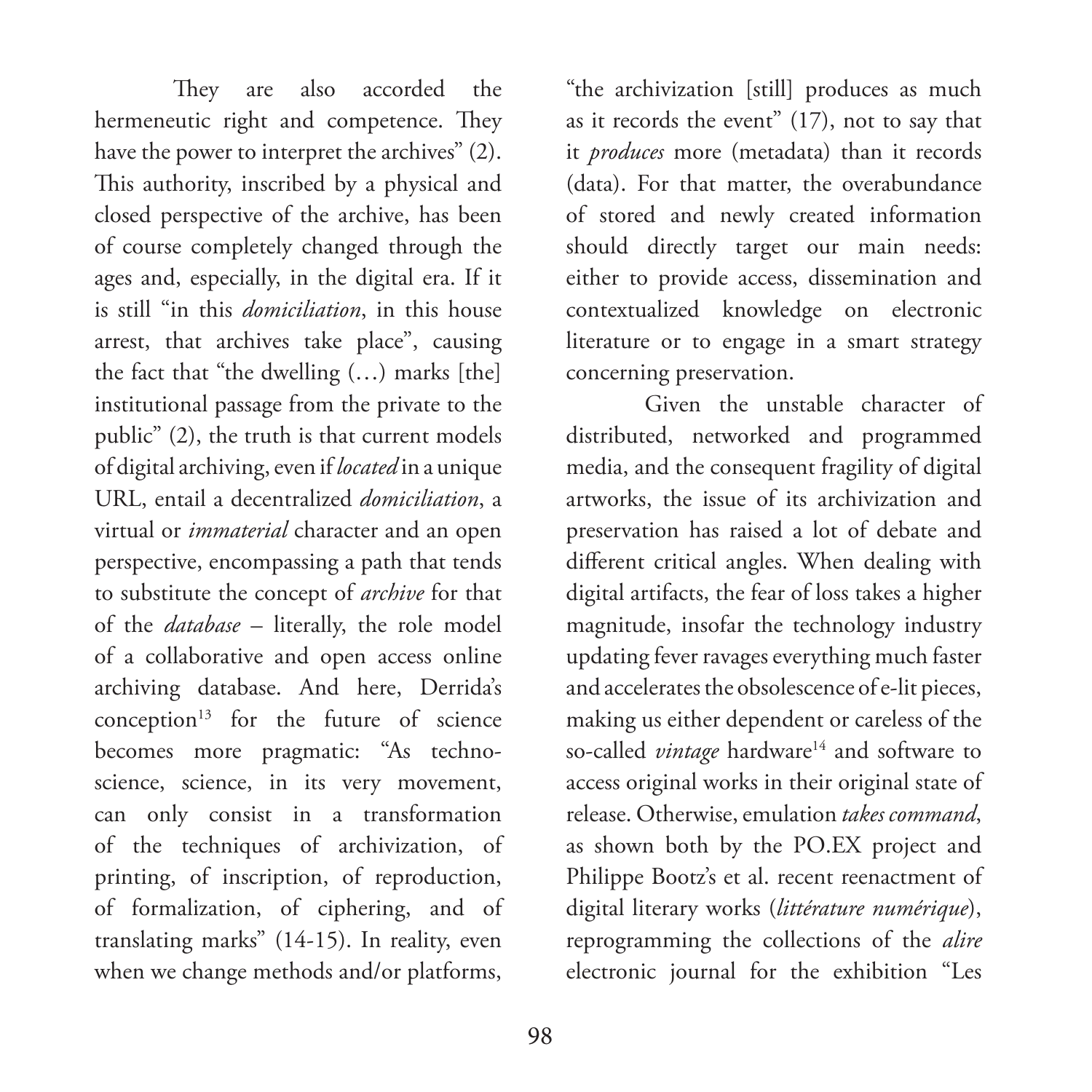They are also accorded the hermeneutic right and competence. They have the power to interpret the archives" (2). This authority, inscribed by a physical and closed perspective of the archive, has been of course completely changed through the ages and, especially, in the digital era. If it is still "in this *domiciliation*, in this house arrest, that archives take place", causing the fact that "the dwelling (…) marks [the] institutional passage from the private to the public" (2), the truth is that current models of digital archiving, even if *located* in a unique URL, entail a decentralized *domiciliation*, a virtual or *immaterial* character and an open perspective, encompassing a path that tends to substitute the concept of *archive* for that of the *database* – literally, the role model of a collaborative and open access online archiving database. And here, Derrida's conception[13] for the future of science becomes more pragmatic: "As techno-science, science, in its very movement, can only consist in a transformation of the techniques of archivization, of printing, of inscription, of reproduction, of formalization, of ciphering, and of translating marks" (14-15). In reality, even when we change methods and/or platforms, "the archivization [still] produces as much as it records the event" (17), not to say that it *produces* more (metadata) than it records (data). For that matter, the overabundance of stored and newly created information should directly target our main needs: either to provide access, dissemination and contextualized knowledge on electronic literature or to engage in a smart strategy concerning preservation.

Given the unstable character of distributed, networked and programmed media, and the consequent fragility of digital artworks, the issue of its archivization and preservation has raised a lot of debate and different critical angles. When dealing with digital artifacts, the fear of loss takes a higher magnitude, insofar the technology industry updating fever ravages everything much faster and accelerates the obsolescence of e-lit pieces, making us either dependent or careless of the so-called *vintage* hardware[14] and software to access original works in their original state of release. Otherwise, emulation *takes command*, as shown both by the PO.EX project and Philippe Bootz's et al. recent reenactment of digital literary works (*littérature numérique*), reprogramming the collections of the *alire* electronic journal for the exhibition "Les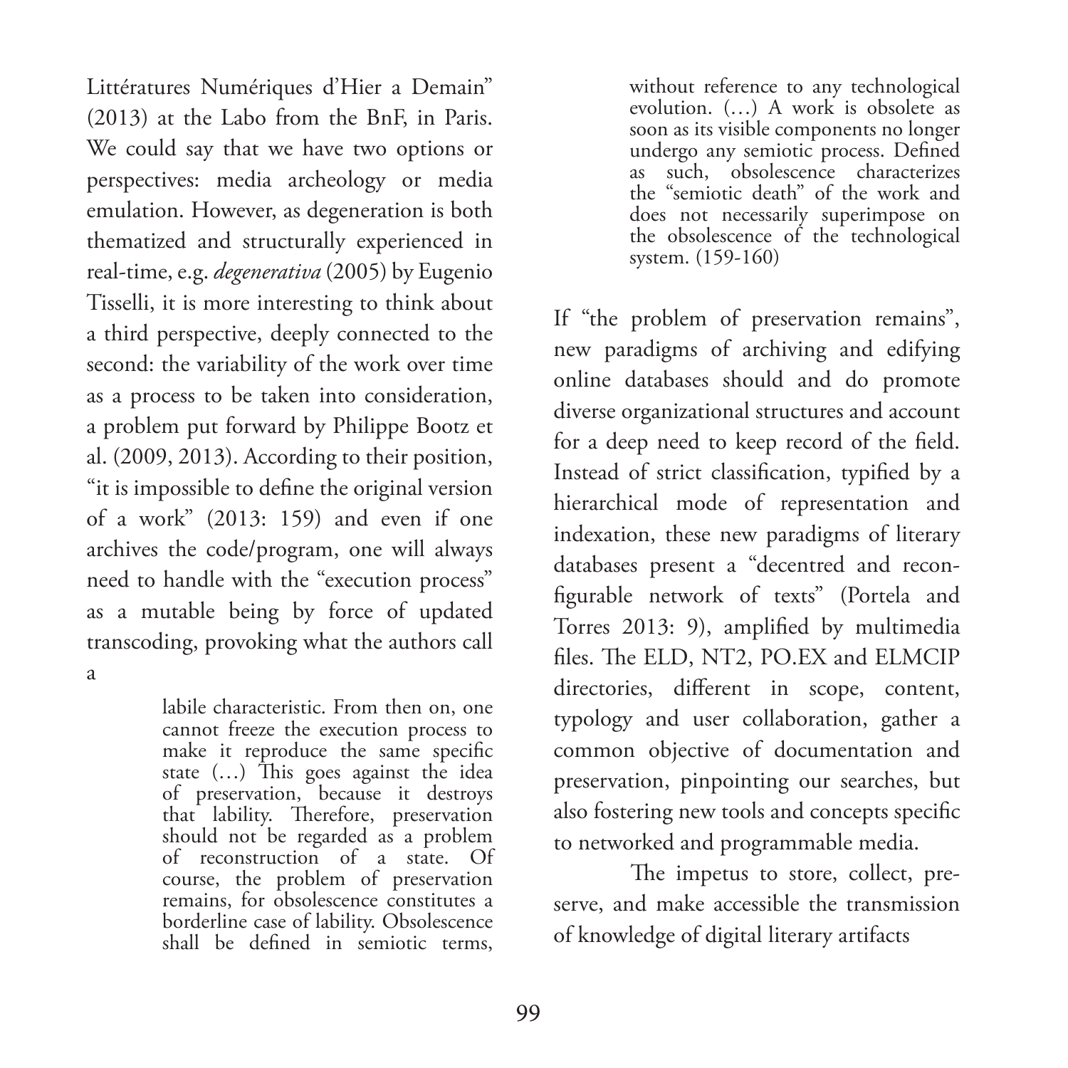Littératures Numériques d'Hier a Demain" (2013) at the Labo from the BnF, in Paris. We could say that we have two options or perspectives: media archeology or media emulation. However, as degeneration is both thematized and structurally experienced in real-time, e.g. *degenerativa* (2005) by Eugenio Tisselli, it is more interesting to think about a third perspective, deeply connected to the second: the variability of the work over time as a process to be taken into consideration, a problem put forward by Philippe Bootz et al. (2009, 2013). According to their position, "it is impossible to define the original version of a work" (2013: 159) and even if one archives the code/program, one will always need to handle with the "execution process" as a mutable being by force of updated transcoding, provoking what the authors call a

> labile characteristic. From then on, one cannot freeze the execution process to make it reproduce the same specific state (…) This goes against the idea of preservation, because it destroys that lability. Therefore, preservation should not be regarded as a problem of reconstruction of a state. Of course, the problem of preservation remains, for obsolescence constitutes a borderline case of lability. Obsolescence shall be defined in semiotic terms, without reference to any technological evolution. (…) A work is obsolete as soon as its visible components no longer undergo any semiotic process. Defined as such, obsolescence characterizes the "semiotic death" of the work and does not necessarily superimpose on the obsolescence of the technological system. (159-160)

If "the problem of preservation remains", new paradigms of archiving and edifying online databases should and do promote diverse organizational structures and account for a deep need to keep record of the field. Instead of strict classification, typified by a hierarchical mode of representation and indexation, these new paradigms of literary databases present a "decentred and reconfigurable network of texts" (Portela and Torres 2013: 9), amplified by multimedia files. The ELD, NT2, PO.EX and ELMCIP directories, different in scope, content, typology and user collaboration, gather a common objective of documentation and preservation, pinpointing our searches, but also fostering new tools and concepts specific to networked and programmable media.

The impetus to store, collect, preserve, and make accessible the transmission of knowledge of digital literary artifacts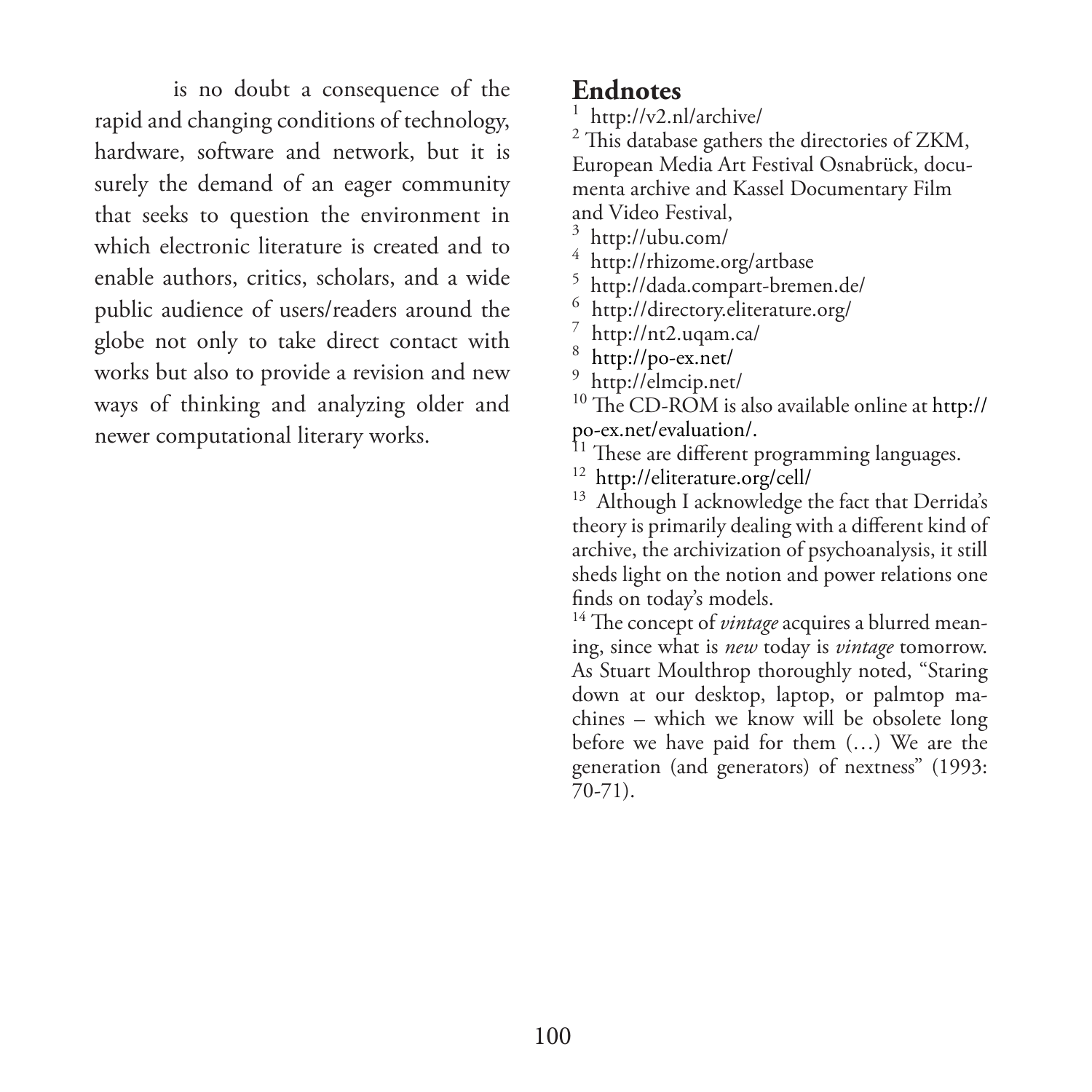is no doubt a consequence of the rapid and changing conditions of technology, hardware, software and network, but it is surely the demand of an eager community that seeks to question the environment in which electronic literature is created and to enable authors, critics, scholars, and a wide public audience of users/readers around the globe not only to take direct contact with works but also to provide a revision and new ways of thinking and analyzing older and newer computational literary works.

## Endnotes

[1] http://v2.nl/archive/

[2] This database gathers the directories of ZKM, European Media Art Festival Osnabrück, documenta archive and Kassel Documentary Film and Video Festival,

[3] http://ubu.com/

[4] http://rhizome.org/artbase

[5] http://dada.compart-bremen.de/

[6] http://directory.eliterature.org/

[7] http://nt2.uqam.ca/

[8] http://po-ex.net/

[9] http://elmcip.net/

[10] The CD-ROM is also available online at http://po-ex.net/evaluation/.

[11] These are different programming languages.

[12] http://eliterature.org/cell/

[13] Although I acknowledge the fact that Derrida's theory is primarily dealing with a different kind of archive, the archivization of psychoanalysis, it still sheds light on the notion and power relations one finds on today's models.

[14] The concept of *vintage* acquires a blurred meaning, since what is *new* today is *vintage* tomorrow. As Stuart Moulthrop thoroughly noted, "Staring down at our desktop, laptop, or palmtop machines – which we know will be obsolete long before we have paid for them (…) We are the generation (and generators) of nextness" (1993: 70-71).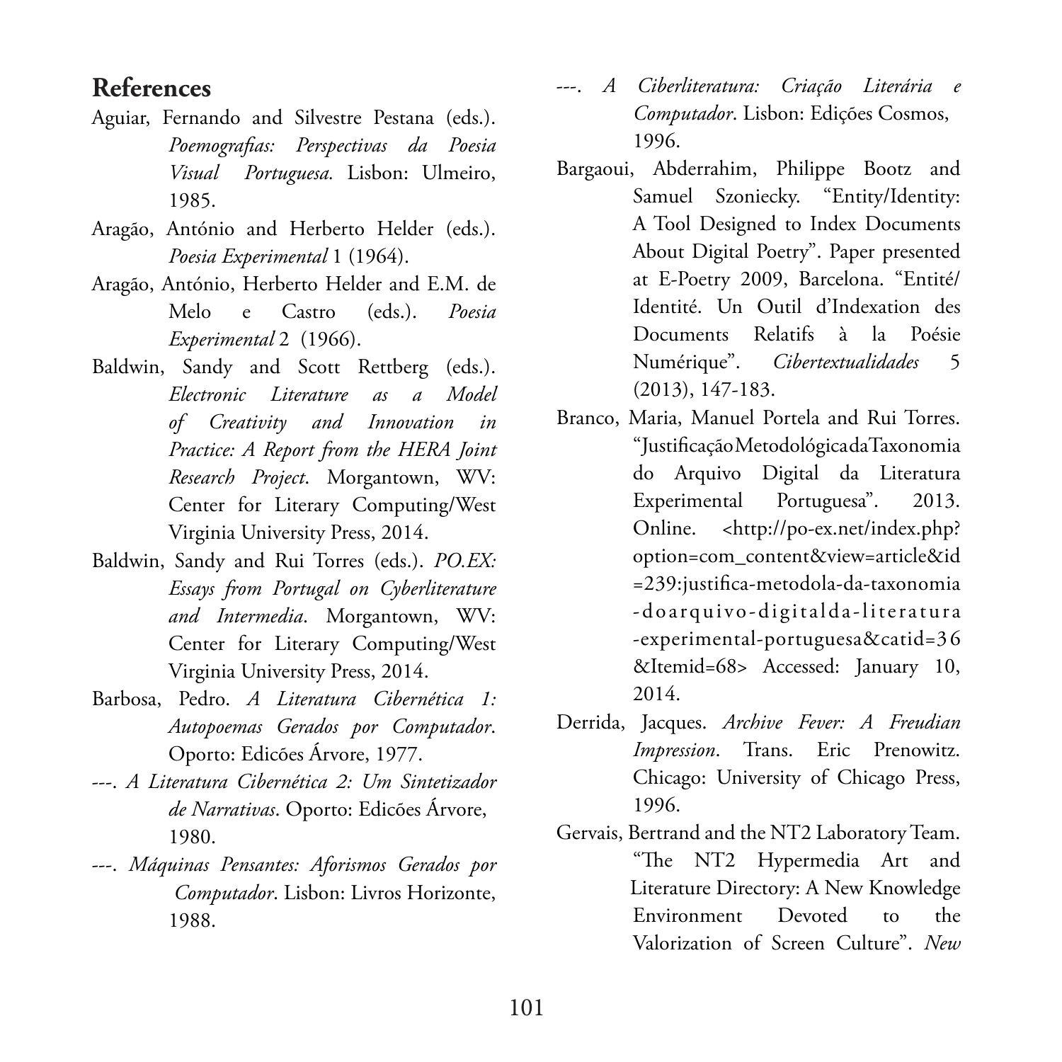## References

Aguiar, Fernando and Silvestre Pestana (eds.). *Poemografias: Perspectivas da Poesia Visual Portuguesa.* Lisbon: Ulmeiro, 1985.

Aragão, António and Herberto Helder (eds.). *Poesia Experimental* 1 (1964).

Aragão, António, Herberto Helder and E.M. de Melo e Castro (eds.). *Poesia Experimental* 2 (1966).

Baldwin, Sandy and Scott Rettberg (eds.). *Electronic Literature as a Model of Creativity and Innovation in Practice: A Report from the HERA Joint Research Project*. Morgantown, WV: Center for Literary Computing/West Virginia University Press, 2014.

Baldwin, Sandy and Rui Torres (eds.). *PO.EX: Essays from Portugal on Cyberliterature and Intermedia*. Morgantown, WV: Center for Literary Computing/West Virginia University Press, 2014.

Barbosa, Pedro. *A Literatura Cibernética 1: Autopoemas Gerados por Computador*. Oporto: Edicões Árvore, 1977.

---. *A Literatura Cibernética 2: Um Sintetizador de Narrativas*. Oporto: Edicões Árvore, 1980.

---. *Máquinas Pensantes: Aforismos Gerados por Computador*. Lisbon: Livros Horizonte, 1988.

---. *A Ciberliteratura: Criação Literária e Computador*. Lisbon: Edições Cosmos, 1996.

Bargaoui, Abderrahim, Philippe Bootz and Samuel Szoniecky. "Entity/Identity: A Tool Designed to Index Documents About Digital Poetry". Paper presented at E-Poetry 2009, Barcelona. "Entité/Identité. Un Outil d'Indexation des Documents Relatifs à la Poésie Numérique". *Cibertextualidades* 5 (2013), 147-183.

Branco, Maria, Manuel Portela and Rui Torres. "Justificação Metodológica da Taxonomia do Arquivo Digital da Literatura Experimental Portuguesa". 2013. Online. <http://po-ex.net/index.php?option=com_content&view=article&id=239:justifica-metodola-da-taxonomia-doarquivo-digitalda-literatura-experimental-portuguesa&catid=36&Itemid=68> Accessed: January 10, 2014.

Derrida, Jacques. *Archive Fever: A Freudian Impression*. Trans. Eric Prenowitz. Chicago: University of Chicago Press, 1996.

Gervais, Bertrand and the NT2 Laboratory Team. "The NT2 Hypermedia Art and Literature Directory: A New Knowledge Environment Devoted to the Valorization of Screen Culture". *New*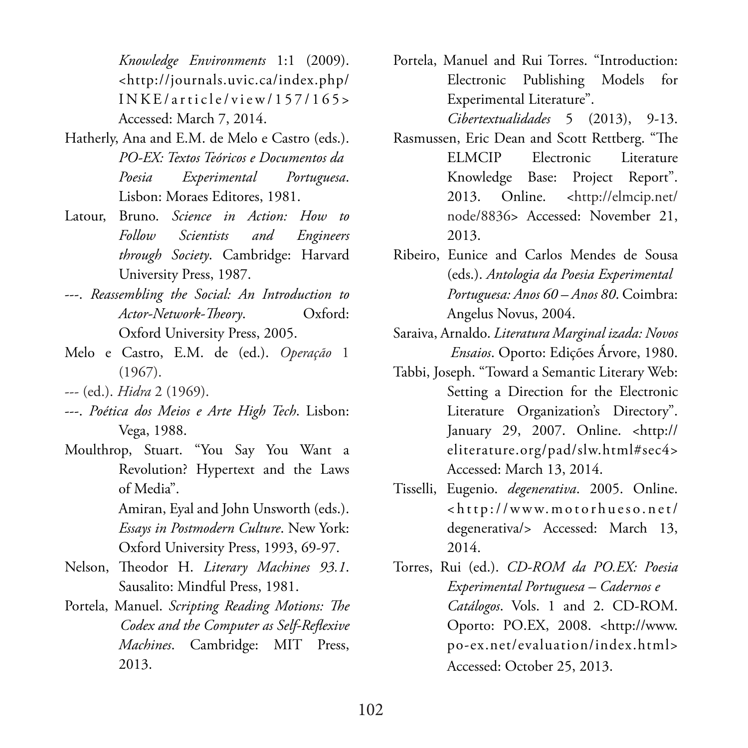*Knowledge Environments* 1:1 (2009). <http://journals.uvic.ca/index.php/INKE/article/view/157/165> Accessed: March 7, 2014.

Hatherly, Ana and E.M. de Melo e Castro (eds.). *PO-EX: Textos Teóricos e Documentos da Poesia Experimental Portuguesa*. Lisbon: Moraes Editores, 1981.

Latour, Bruno. *Science in Action: How to Follow Scientists and Engineers through Society*. Cambridge: Harvard University Press, 1987.

---. *Reassembling the Social: An Introduction to Actor-Network-Theory*. Oxford: Oxford University Press, 2005.

Melo e Castro, E.M. de (ed.). *Operação* 1 (1967).

--- (ed.). *Hidra* 2 (1969).

---. *Poética dos Meios e Arte High Tech*. Lisbon: Vega, 1988.

Moulthrop, Stuart. "You Say You Want a Revolution? Hypertext and the Laws of Media". Amiran, Eyal and John Unsworth (eds.). *Essays in Postmodern Culture*. New York: Oxford University Press, 1993, 69-97.

Nelson, Theodor H. *Literary Machines 93.1*. Sausalito: Mindful Press, 1981.

Portela, Manuel. *Scripting Reading Motions: The Codex and the Computer as Self-Reflexive Machines*. Cambridge: MIT Press, 2013.

Portela, Manuel and Rui Torres. "Introduction: Electronic Publishing Models for Experimental Literature". *Cibertextualidades* 5 (2013), 9-13.

Rasmussen, Eric Dean and Scott Rettberg. "The ELMCIP Electronic Literature Knowledge Base: Project Report". 2013. Online. <http://elmcip.net/node/8836> Accessed: November 21, 2013.

Ribeiro, Eunice and Carlos Mendes de Sousa (eds.). *Antologia da Poesia Experimental Portuguesa: Anos 60 – Anos 80*. Coimbra: Angelus Novus, 2004.

Saraiva, Arnaldo. *Literatura Marginal izada: Novos Ensaios*. Oporto: Edições Árvore, 1980.

Tabbi, Joseph. "Toward a Semantic Literary Web: Setting a Direction for the Electronic Literature Organization's Directory". January 29, 2007. Online. <http://eliterature.org/pad/slw.html#sec4> Accessed: March 13, 2014.

Tisselli, Eugenio. *degenerativa*. 2005. Online. <http://www.motorhueso.net/degenerativa/> Accessed: March 13, 2014.

Torres, Rui (ed.). *CD-ROM da PO.EX: Poesia Experimental Portuguesa – Cadernos e Catálogos*. Vols. 1 and 2. CD-ROM. Oporto: PO.EX, 2008. <http://www.po-ex.net/evaluation/index.html> Accessed: October 25, 2013.